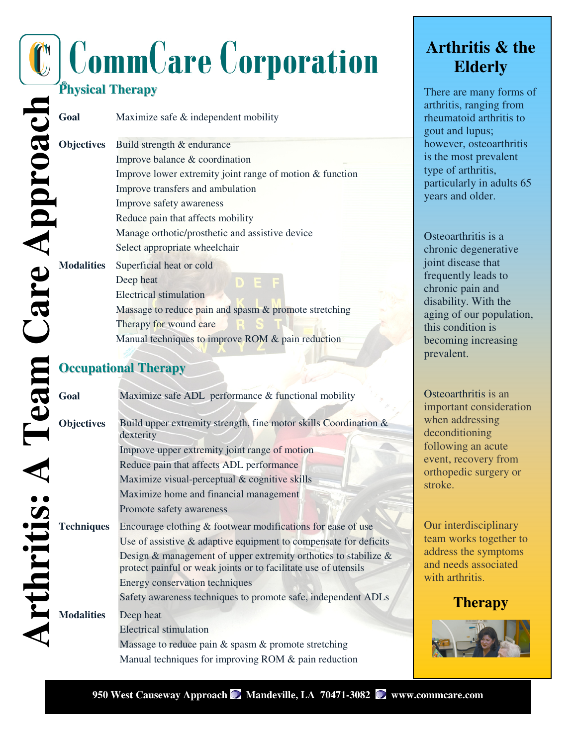# CommCare Corporation

# Arthritis: A Team Care Approach

## Physical Therapy

**Goal**
Maximize safe & independent mobility

**Objectives**
- Build strength & endurance
- Improve balance & coordination
- Improve lower extremity joint range of motion & function
- Improve transfers and ambulation
- Improve safety awareness
- Reduce pain that affects mobility
- Manage orthotic/prosthetic and assistive device
- Select appropriate wheelchair

**Modalities**
- Superficial heat or cold
- Deep heat
- Electrical stimulation
- Massage to reduce pain and spasm & promote stretching
- Therapy for wound care
- Manual techniques to improve ROM & pain reduction

## Occupational Therapy

**Goal**
Maximize safe ADL performance & functional mobility

**Objectives**
- Build upper extremity strength, fine motor skills Coordination & dexterity
- Improve upper extremity joint range of motion
- Reduce pain that affects ADL performance
- Maximize visual-perceptual & cognitive skills
- Maximize home and financial management
- Promote safety awareness

**Techniques**
- Encourage clothing & footwear modifications for ease of use
- Use of assistive & adaptive equipment to compensate for deficits
- Design & management of upper extremity orthotics to stabilize & protect painful or weak joints or to facilitate use of utensils
- Energy conservation techniques
- Safety awareness techniques to promote safe, independent ADLs

**Modalities**
- Deep heat
- Electrical stimulation
- Massage to reduce pain & spasm & promote stretching
- Manual techniques for improving ROM & pain reduction

## Arthritis & the Elderly

There are many forms of arthritis, ranging from rheumatoid arthritis to gout and lupus; however, osteoarthritis is the most prevalent type of arthritis, particularly in adults 65 years and older.

Osteoarthritis is a chronic degenerative joint disease that frequently leads to chronic pain and disability. With the aging of our population, this condition is becoming increasing prevalent.

Osteoarthritis is an important consideration when addressing deconditioning following an acute event, recovery from orthopedic surgery or stroke.

Our interdisciplinary team works together to address the symptoms and needs associated with arthritis.

### Therapy

950 West Causeway Approach • Mandeville, LA 70471-3082 • www.commcare.com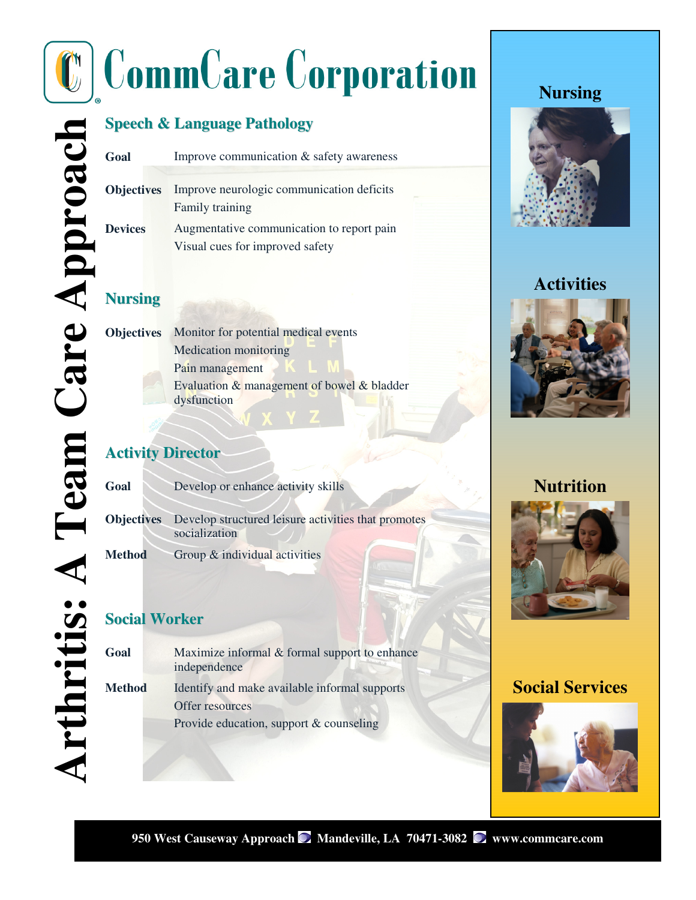# CommCare Corporation

## Arthritis: A Team Care Approach

### Speech & Language Pathology

**Goal** Improve communication & safety awareness

**Objectives** Improve neurologic communication deficits
Family training

**Devices** Augmentative communication to report pain
Visual cues for improved safety

### Nursing

**Objectives** Monitor for potential medical events
Medication monitoring
Pain management
Evaluation & management of bowel & bladder dysfunction

### Activity Director

**Goal** Develop or enhance activity skills

**Objectives** Develop structured leisure activities that promotes socialization

**Method** Group & individual activities

### Social Worker

**Goal** Maximize informal & formal support to enhance independence

**Method** Identify and make available informal supports
Offer resources
Provide education, support & counseling

**Nursing**

**Activities**

**Nutrition**

**Social Services**

950 West Causeway Approach Mandeville, LA 70471-3082 www.commcare.com